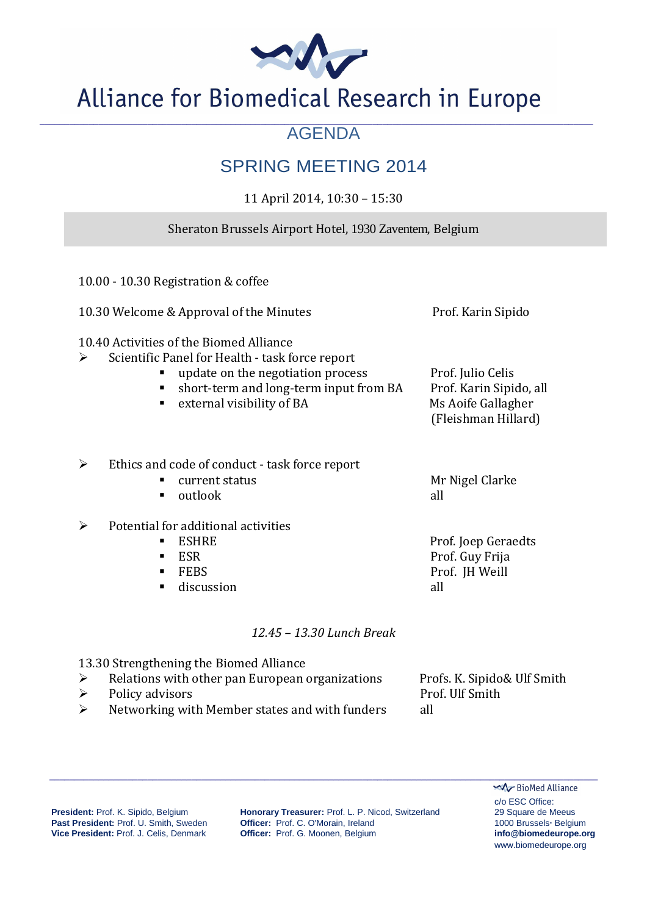# Alliance for Biomedical Research in Europe

## AGENDA

## SPRING MEETING 2014

11 April 2014, 10:30 – 15:30

Sheraton Brussels Airport Hotel, 1930 Zaventem, Belgium

10.00 - 10.30 Registration & coffee

10.30 Welcome & Approval of the Minutes — Prof. Karin Sipido

10.40 Activities of the Biomed Alliance

- Scientific Panel for Health - task force report
  - update on the negotiation process — Prof. Julio Celis
  - short-term and long-term input from BA — Prof. Karin Sipido, all
  - external visibility of BA — Ms Aoife Gallagher (Fleishman Hillard)
- Ethics and code of conduct - task force report
  - current status — Mr Nigel Clarke
  - outlook — all
- Potential for additional activities
  - ESHRE — Prof. Joep Geraedts
  - ESR — Prof. Guy Frija
  - FEBS — Prof. JH Weill
  - discussion — all

*12.45 – 13.30 Lunch Break*

13.30 Strengthening the Biomed Alliance

- Relations with other pan European organizations — Profs. K. Sipido& Ulf Smith
- Policy advisors — Prof. Ulf Smith
- Networking with Member states and with funders — all

**President:** Prof. K. Sipido, Belgium
**Past President:** Prof. U. Smith, Sweden
**Vice President:** Prof. J. Celis, Denmark

**Honorary Treasurer:** Prof. L. P. Nicod, Switzerland
**Officer:** Prof. C. O'Morain, Ireland
**Officer:** Prof. G. Moonen, Belgium

BioMed Alliance
c/o ESC Office:
29 Square de Meeus
1000 Brussels· Belgium
**info@biomedeurope.org**
www.biomedeurope.org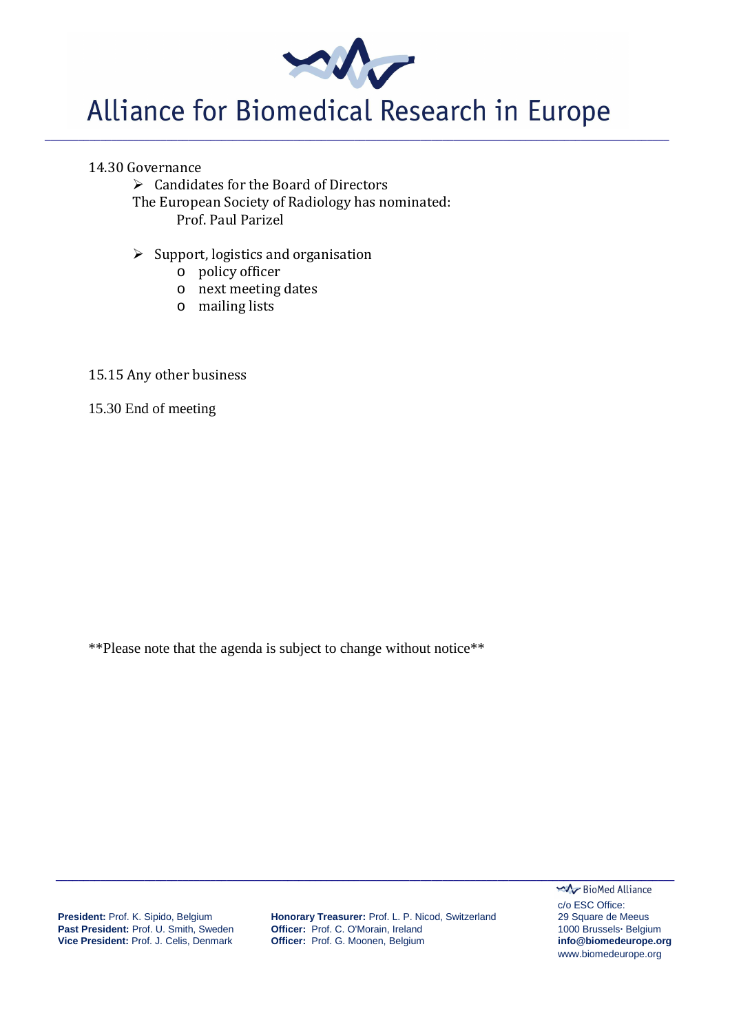14.30 Governance

- Candidates for the Board of Directors

  The European Society of Radiology has nominated:

  Prof. Paul Parizel

- Support, logistics and organisation
  - policy officer
  - next meeting dates
  - mailing lists

15.15 Any other business

15.30 End of meeting

**Please note that the agenda is subject to change without notice**

**President:** Prof. K. Sipido, Belgium
**Past President:** Prof. U. Smith, Sweden
**Vice President:** Prof. J. Celis, Denmark

**Honorary Treasurer:** Prof. L. P. Nicod, Switzerland
**Officer:** Prof. C. O'Morain, Ireland
**Officer:** Prof. G. Moonen, Belgium

BioMed Alliance
c/o ESC Office:
29 Square de Meeus
1000 Brussels- Belgium
**info@biomedeurope.org**
www.biomedeurope.org